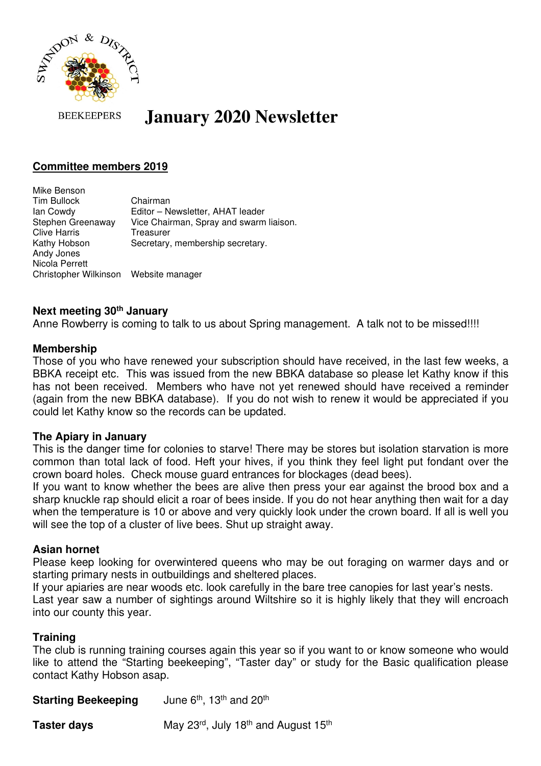SWINDON & DISTRICT BEEKEEPERS

# January 2020 Newsletter

## Committee members 2019

| | |
|---|---|
| Mike Benson | |
| Tim Bullock | Chairman |
| Ian Cowdy | Editor – Newsletter, AHAT leader |
| Stephen Greenaway | Vice Chairman, Spray and swarm liaison. |
| Clive Harris | Treasurer |
| Kathy Hobson | Secretary, membership secretary. |
| Andy Jones | |
| Nicola Perrett | |
| Christopher Wilkinson | Website manager |

### Next meeting 30th January

Anne Rowberry is coming to talk to us about Spring management. A talk not to be missed!!!!

### Membership

Those of you who have renewed your subscription should have received, in the last few weeks, a BBKA receipt etc. This was issued from the new BBKA database so please let Kathy know if this has not been received. Members who have not yet renewed should have received a reminder (again from the new BBKA database). If you do not wish to renew it would be appreciated if you could let Kathy know so the records can be updated.

### The Apiary in January

This is the danger time for colonies to starve! There may be stores but isolation starvation is more common than total lack of food. Heft your hives, if you think they feel light put fondant over the crown board holes. Check mouse guard entrances for blockages (dead bees).

If you want to know whether the bees are alive then press your ear against the brood box and a sharp knuckle rap should elicit a roar of bees inside. If you do not hear anything then wait for a day when the temperature is 10 or above and very quickly look under the crown board. If all is well you will see the top of a cluster of live bees. Shut up straight away.

### Asian hornet

Please keep looking for overwintered queens who may be out foraging on warmer days and or starting primary nests in outbuildings and sheltered places.

If your apiaries are near woods etc. look carefully in the bare tree canopies for last year's nests.

Last year saw a number of sightings around Wiltshire so it is highly likely that they will encroach into our county this year.

### Training

The club is running training courses again this year so if you want to or know someone who would like to attend the "Starting beekeeping", "Taster day" or study for the Basic qualification please contact Kathy Hobson asap.

**Starting Beekeeping** June 6th, 13th and 20th

**Taster days** May 23rd, July 18th and August 15th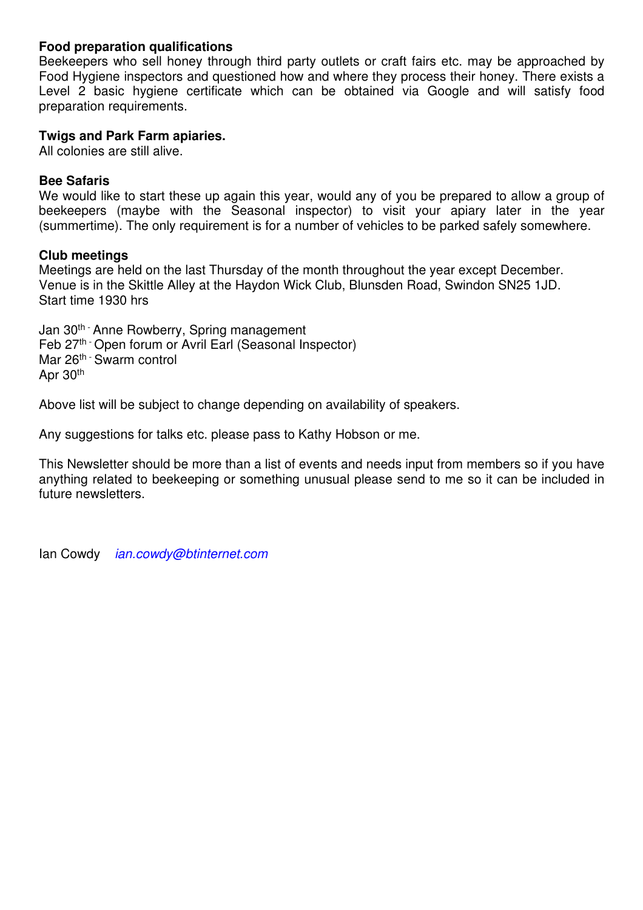**Food preparation qualifications**

Beekeepers who sell honey through third party outlets or craft fairs etc. may be approached by Food Hygiene inspectors and questioned how and where they process their honey. There exists a Level 2 basic hygiene certificate which can be obtained via Google and will satisfy food preparation requirements.

**Twigs and Park Farm apiaries.**

All colonies are still alive.

**Bee Safaris**

We would like to start these up again this year, would any of you be prepared to allow a group of beekeepers (maybe with the Seasonal inspector) to visit your apiary later in the year (summertime). The only requirement is for a number of vehicles to be parked safely somewhere.

**Club meetings**

Meetings are held on the last Thursday of the month throughout the year except December.
Venue is in the Skittle Alley at the Haydon Wick Club, Blunsden Road, Swindon SN25 1JD.
Start time 1930 hrs

Jan 30th - Anne Rowberry, Spring management
Feb 27th - Open forum or Avril Earl (Seasonal Inspector)
Mar 26th - Swarm control
Apr 30th

Above list will be subject to change depending on availability of speakers.

Any suggestions for talks etc. please pass to Kathy Hobson or me.

This Newsletter should be more than a list of events and needs input from members so if you have anything related to beekeeping or something unusual please send to me so it can be included in future newsletters.

Ian Cowdy *ian.cowdy@btinternet.com*